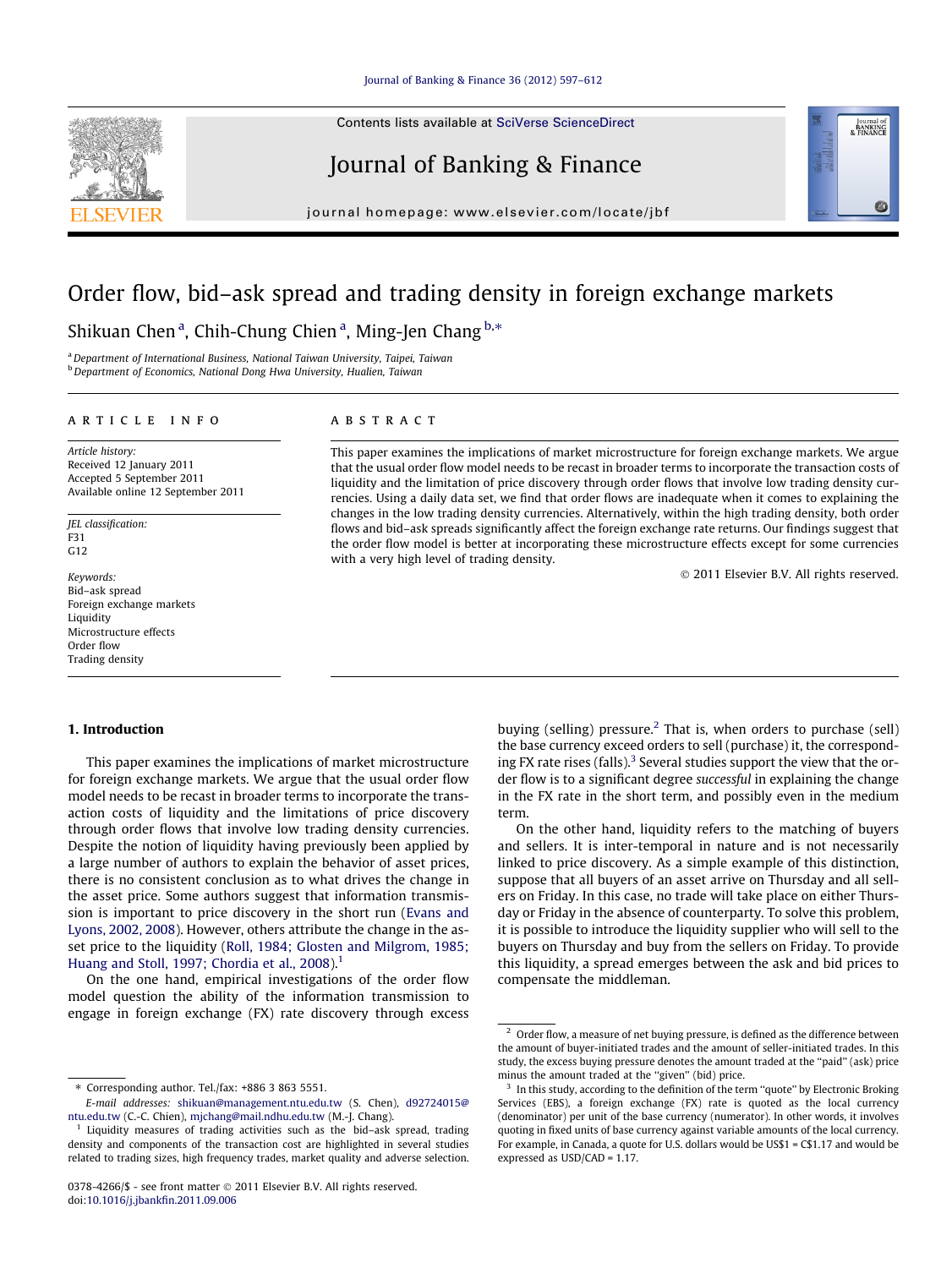# Order flow, bid–ask spread and trading density in foreign exchange markets

Shikuan Chen [a], Chih-Chung Chien [a], Ming-Jen Chang [b,*]

[a] Department of International Business, National Taiwan University, Taipei, Taiwan
[b] Department of Economics, National Dong Hwa University, Hualien, Taiwan

**ARTICLE INFO**

*Article history:*
Received 12 January 2011
Accepted 5 September 2011
Available online 12 September 2011

*JEL classification:*
F31
G12

*Keywords:*
Bid–ask spread
Foreign exchange markets
Liquidity
Microstructure effects
Order flow
Trading density

**ABSTRACT**

This paper examines the implications of market microstructure for foreign exchange markets. We argue that the usual order flow model needs to be recast in broader terms to incorporate the transaction costs of liquidity and the limitation of price discovery through order flows that involve low trading density currencies. Using a daily data set, we find that order flows are inadequate when it comes to explaining the changes in the low trading density currencies. Alternatively, within the high trading density, both order flows and bid–ask spreads significantly affect the foreign exchange rate returns. Our findings suggest that the order flow model is better at incorporating these microstructure effects except for some currencies with a very high level of trading density.

© 2011 Elsevier B.V. All rights reserved.

## 1. Introduction

This paper examines the implications of market microstructure for foreign exchange markets. We argue that the usual order flow model needs to be recast in broader terms to incorporate the transaction costs of liquidity and the limitations of price discovery through order flows that involve low trading density currencies. Despite the notion of liquidity having previously been applied by a large number of authors to explain the behavior of asset prices, there is no consistent conclusion as to what drives the change in the asset price. Some authors suggest that information transmission is important to price discovery in the short run (Evans and Lyons, 2002, 2008). However, others attribute the change in the asset price to the liquidity (Roll, 1984; Glosten and Milgrom, 1985; Huang and Stoll, 1997; Chordia et al., 2008).[1]

On the one hand, empirical investigations of the order flow model question the ability of the information transmission to engage in foreign exchange (FX) rate discovery through excess buying (selling) pressure.[2] That is, when orders to purchase (sell) the base currency exceed orders to sell (purchase) it, the corresponding FX rate rises (falls).[3] Several studies support the view that the order flow is to a significant degree *successful* in explaining the change in the FX rate in the short term, and possibly even in the medium term.

On the other hand, liquidity refers to the matching of buyers and sellers. It is inter-temporal in nature and is not necessarily linked to price discovery. As a simple example of this distinction, suppose that all buyers of an asset arrive on Thursday and all sellers on Friday. In this case, no trade will take place on either Thursday or Friday in the absence of counterparty. To solve this problem, it is possible to introduce the liquidity supplier who will sell to the buyers on Thursday and buy from the sellers on Friday. To provide this liquidity, a spread emerges between the ask and bid prices to compensate the middleman.

---

* Corresponding author. Tel./fax: +886 3 863 5551.
E-mail addresses: shikuan@management.ntu.edu.tw (S. Chen), d92724015@ntu.edu.tw (C.-C. Chien), mjchang@mail.ndhu.edu.tw (M.-J. Chang).

[1] Liquidity measures of trading activities such as the bid–ask spread, trading density and components of the transaction cost are highlighted in several studies related to trading sizes, high frequency trades, market quality and adverse selection.

[2] Order flow, a measure of net buying pressure, is defined as the difference between the amount of buyer-initiated trades and the amount of seller-initiated trades. In this study, the excess buying pressure denotes the amount traded at the "paid" (ask) price minus the amount traded at the "given" (bid) price.

[3] In this study, according to the definition of the term "quote" by Electronic Broking Services (EBS), a foreign exchange (FX) rate is quoted as the local currency (denominator) per unit of the base currency (numerator). In other words, it involves quoting in fixed units of base currency against variable amounts of the local currency. For example, in Canada, a quote for U.S. dollars would be US$1 = C$1.17 and would be expressed as USD/CAD = 1.17.

0378-4266/$ - see front matter © 2011 Elsevier B.V. All rights reserved.
doi:10.1016/j.jbankfin.2011.09.006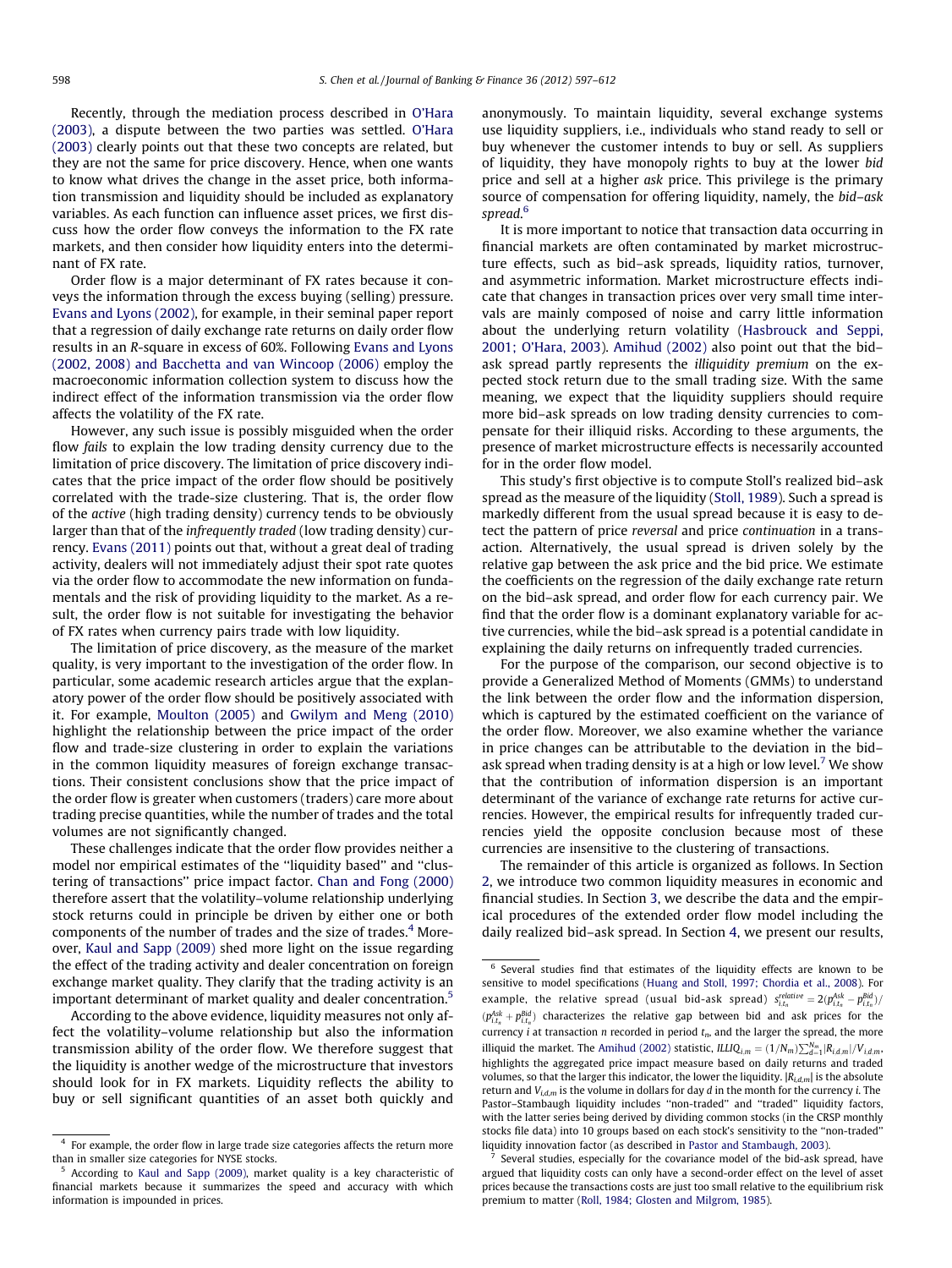Recently, through the mediation process described in O'Hara (2003), a dispute between the two parties was settled. O'Hara (2003) clearly points out that these two concepts are related, but they are not the same for price discovery. Hence, when one wants to know what drives the change in the asset price, both information transmission and liquidity should be included as explanatory variables. As each function can influence asset prices, we first discuss how the order flow conveys the information to the FX rate markets, and then consider how liquidity enters into the determinant of FX rate.

Order flow is a major determinant of FX rates because it conveys the information through the excess buying (selling) pressure. Evans and Lyons (2002), for example, in their seminal paper report that a regression of daily exchange rate returns on daily order flow results in an $R$-square in excess of 60%. Following Evans and Lyons (2002, 2008) and Bacchetta and van Wincoop (2006) employ the macroeconomic information collection system to discuss how the indirect effect of the information transmission via the order flow affects the volatility of the FX rate.

However, any such issue is possibly misguided when the order flow *fails* to explain the low trading density currency due to the limitation of price discovery. The limitation of price discovery indicates that the price impact of the order flow should be positively correlated with the trade-size clustering. That is, the order flow of the *active* (high trading density) currency tends to be obviously larger than that of the *infrequently traded* (low trading density) currency. Evans (2011) points out that, without a great deal of trading activity, dealers will not immediately adjust their spot rate quotes via the order flow to accommodate the new information on fundamentals and the risk of providing liquidity to the market. As a result, the order flow is not suitable for investigating the behavior of FX rates when currency pairs trade with low liquidity.

The limitation of price discovery, as the measure of the market quality, is very important to the investigation of the order flow. In particular, some academic research articles argue that the explanatory power of the order flow should be positively associated with it. For example, Moulton (2005) and Gwilym and Meng (2010) highlight the relationship between the price impact of the order flow and trade-size clustering in order to explain the variations in the common liquidity measures of foreign exchange transactions. Their consistent conclusions show that the price impact of the order flow is greater when customers (traders) care more about trading precise quantities, while the number of trades and the total volumes are not significantly changed.

These challenges indicate that the order flow provides neither a model nor empirical estimates of the "liquidity based" and "clustering of transactions" price impact factor. Chan and Fong (2000) therefore assert that the volatility–volume relationship underlying stock returns could in principle be driven by either one or both components of the number of trades and the size of trades.[4] Moreover, Kaul and Sapp (2009) shed more light on the issue regarding the effect of the trading activity and dealer concentration on foreign exchange market quality. They clarify that the trading activity is an important determinant of market quality and dealer concentration.[5]

According to the above evidence, liquidity measures not only affect the volatility–volume relationship but also the information transmission ability of the order flow. We therefore suggest that the liquidity is another wedge of the microstructure that investors should look for in FX markets. Liquidity reflects the ability to buy or sell significant quantities of an asset both quickly and anonymously. To maintain liquidity, several exchange systems use liquidity suppliers, i.e., individuals who stand ready to sell or buy whenever the customer intends to buy or sell. As suppliers of liquidity, they have monopoly rights to buy at the lower *bid* price and sell at a higher *ask* price. This privilege is the primary source of compensation for offering liquidity, namely, the *bid–ask spread*.[6]

It is more important to notice that transaction data occurring in financial markets are often contaminated by market microstructure effects, such as bid–ask spreads, liquidity ratios, turnover, and asymmetric information. Market microstructure effects indicate that changes in transaction prices over very small time intervals are mainly composed of noise and carry little information about the underlying return volatility (Hasbrouck and Seppi, 2001; O'Hara, 2003). Amihud (2002) also point out that the bid–ask spread partly represents the *illiquidity premium* on the expected stock return due to the small trading size. With the same meaning, we expect that the liquidity suppliers should require more bid–ask spreads on low trading density currencies to compensate for their illiquid risks. According to these arguments, the presence of market microstructure effects is necessarily accounted for in the order flow model.

This study's first objective is to compute Stoll's realized bid–ask spread as the measure of the liquidity (Stoll, 1989). Such a spread is markedly different from the usual spread because it is easy to detect the pattern of price *reversal* and price *continuation* in a transaction. Alternatively, the usual spread is driven solely by the relative gap between the ask price and the bid price. We estimate the coefficients on the regression of the daily exchange rate return on the bid–ask spread, and order flow for each currency pair. We find that the order flow is a dominant explanatory variable for active currencies, while the bid–ask spread is a potential candidate in explaining the daily returns on infrequently traded currencies.

For the purpose of the comparison, our second objective is to provide a Generalized Method of Moments (GMMs) to understand the link between the order flow and the information dispersion, which is captured by the estimated coefficient on the variance of the order flow. Moreover, we also examine whether the variance in price changes can be attributable to the deviation in the bid–ask spread when trading density is at a high or low level.[7] We show that the contribution of information dispersion is an important determinant of the variance of exchange rate returns for active currencies. However, the empirical results for infrequently traded currencies yield the opposite conclusion because most of these currencies are insensitive to the clustering of transactions.

The remainder of this article is organized as follows. In Section 2, we introduce two common liquidity measures in economic and financial studies. In Section 3, we describe the data and the empirical procedures of the extended order flow model including the daily realized bid–ask spread. In Section 4, we present our results,

---

[4] For example, the order flow in large trade size categories affects the return more than in smaller size categories for NYSE stocks.

[5] According to Kaul and Sapp (2009), market quality is a key characteristic of financial markets because it summarizes the speed and accuracy with which information is impounded in prices.

[6] Several studies find that estimates of the liquidity effects are known to be sensitive to model specifications (Huang and Stoll, 1997; Chordia et al., 2008). For example, the relative spread (usual bid-ask spread) $s^{relative}_{i,t_n} = 2(p^{Ask}_{i,t_n} - p^{Bid}_{i,t_n})/(p^{Ask}_{i,t_n} + p^{Bid}_{i,t_n})$ characterizes the relative gap between bid and ask prices for the currency $i$ at transaction $n$ recorded in period $t_n$, and the larger the spread, the more illiquid the market. The Amihud (2002) statistic, $ILLIQ_{i,m} = (1/N_m)\sum_{d=1}^{N_m}|R_{i,d,m}|/V_{i,d,m}$, highlights the aggregated price impact measure based on daily returns and traded volumes, so that the larger this indicator, the lower the liquidity. $|R_{i,d,m}|$ is the absolute return and $V_{i,d,m}$ is the volume in dollars for day $d$ in the month for the currency $i$. The Pastor–Stambaugh liquidity includes "non-traded" and "traded" liquidity factors, with the latter series being derived by dividing common stocks (in the CRSP monthly stocks file data) into 10 groups based on each stock's sensitivity to the "non-traded" liquidity innovation factor (as described in Pastor and Stambaugh, 2003).

[7] Several studies, especially for the covariance model of the bid-ask spread, have argued that liquidity costs can only have a second-order effect on the level of asset prices because the transactions costs are just too small relative to the equilibrium risk premium to matter (Roll, 1984; Glosten and Milgrom, 1985).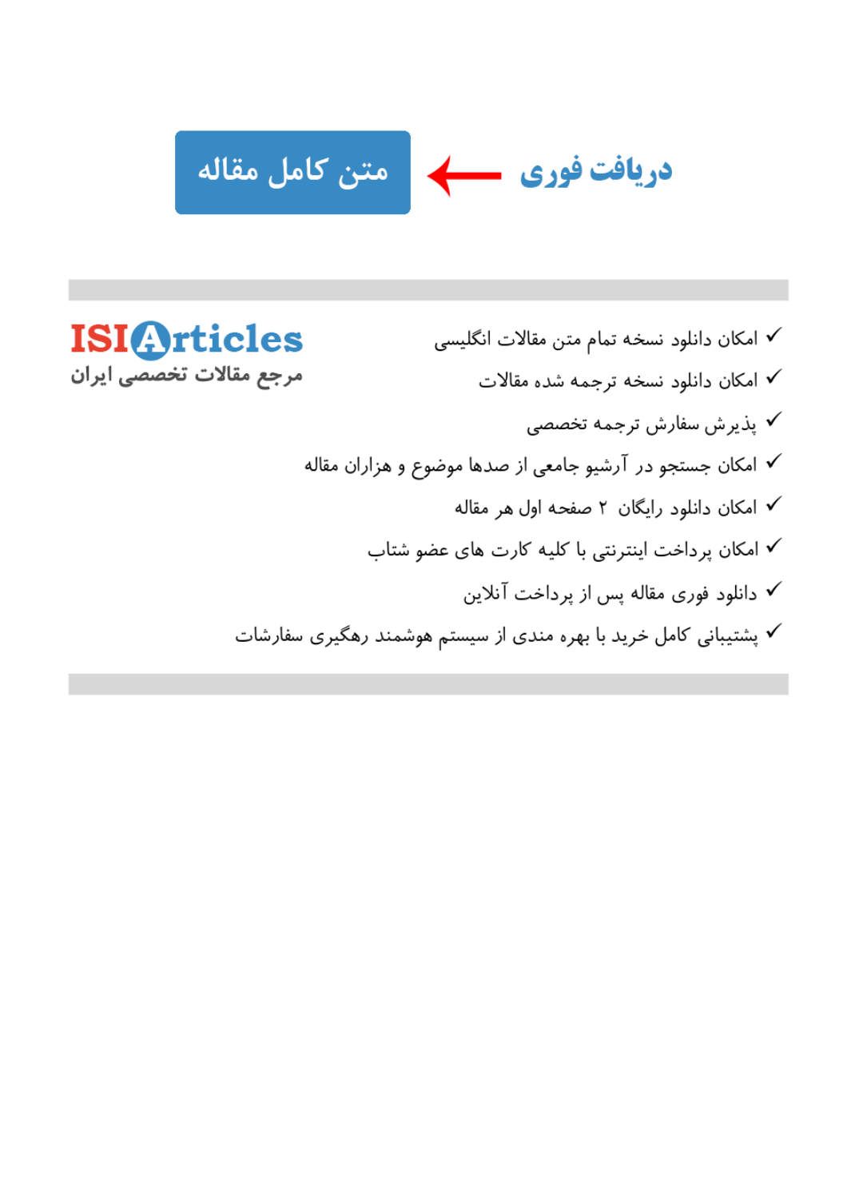دریافت فوری ← متن کامل مقاله

ISIArticles
مرجع مقالات تخصصی ایران

- ✓ امکان دانلود نسخه تمام متن مقالات انگلیسی
- ✓ امکان دانلود نسخه ترجمه شده مقالات
- ✓ پذیرش سفارش ترجمه تخصصی
- ✓ امکان جستجو در آرشیو جامعی از صدها موضوع و هزاران مقاله
- ✓ امکان دانلود رایگان ۲ صفحه اول هر مقاله
- ✓ امکان پرداخت اینترنتی با کلیه کارت های عضو شتاب
- ✓ دانلود فوری مقاله پس از پرداخت آنلاین
- ✓ پشتیبانی کامل خرید با بهره مندی از سیستم هوشمند رهگیری سفارشات